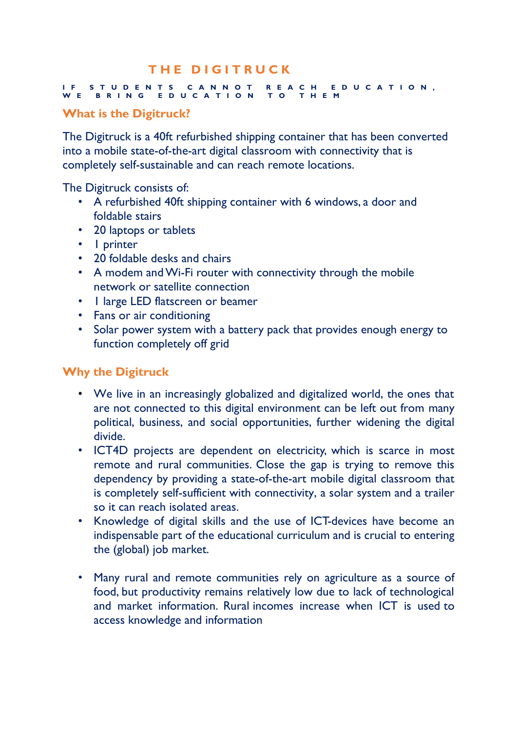# THE DIGITRUCK

IF STUDENTS CANNOT REACH EDUCATION, WE BRING EDUCATION TO THEM

## What is the Digitruck?

The Digitruck is a 40ft refurbished shipping container that has been converted into a mobile state-of-the-art digital classroom with connectivity that is completely self-sustainable and can reach remote locations.

The Digitruck consists of:

- A refurbished 40ft shipping container with 6 windows, a door and foldable stairs
- 20 laptops or tablets
- 1 printer
- 20 foldable desks and chairs
- A modem and Wi-Fi router with connectivity through the mobile network or satellite connection
- 1 large LED flatscreen or beamer
- Fans or air conditioning
- Solar power system with a battery pack that provides enough energy to function completely off grid

## Why the Digitruck

- We live in an increasingly globalized and digitalized world, the ones that are not connected to this digital environment can be left out from many political, business, and social opportunities, further widening the digital divide.
- ICT4D projects are dependent on electricity, which is scarce in most remote and rural communities. Close the gap is trying to remove this dependency by providing a state-of-the-art mobile digital classroom that is completely self-sufficient with connectivity, a solar system and a trailer so it can reach isolated areas.
- Knowledge of digital skills and the use of ICT-devices have become an indispensable part of the educational curriculum and is crucial to entering the (global) job market.
- Many rural and remote communities rely on agriculture as a source of food, but productivity remains relatively low due to lack of technological and market information. Rural incomes increase when ICT is used to access knowledge and information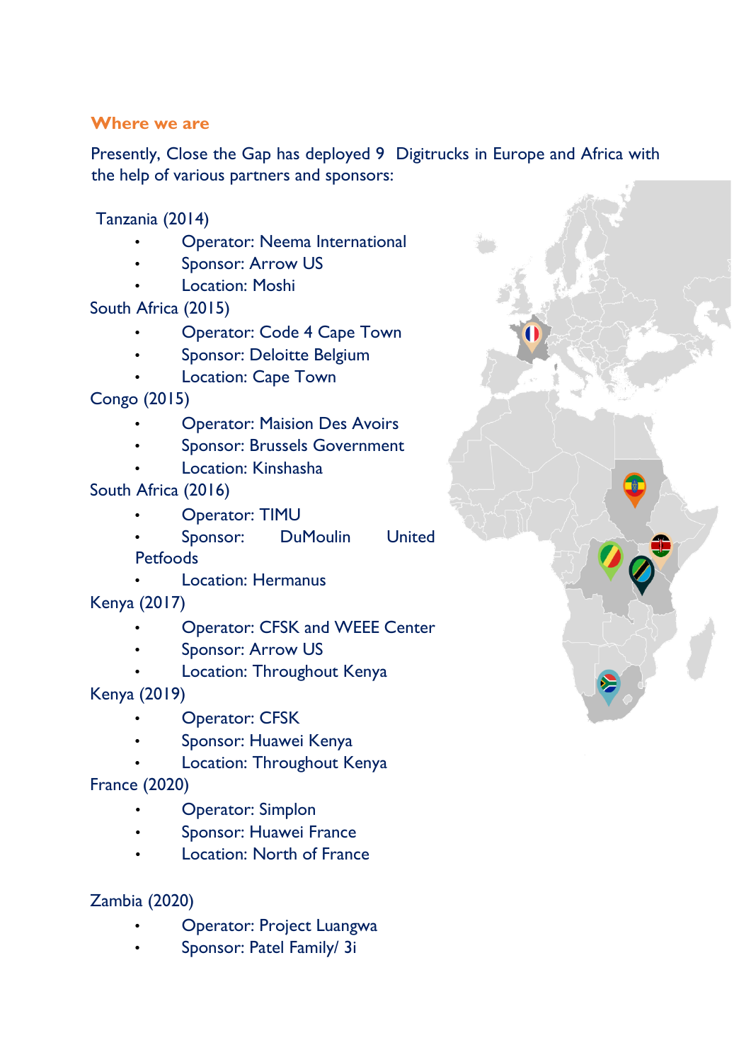## Where we are

Presently, Close the Gap has deployed 9 Digitrucks in Europe and Africa with the help of various partners and sponsors:

Tanzania (2014)

- Operator: Neema International
- Sponsor: Arrow US
- Location: Moshi

South Africa (2015)

- Operator: Code 4 Cape Town
- Sponsor: Deloitte Belgium
- Location: Cape Town

Congo (2015)

- Operator: Maision Des Avoirs
- Sponsor: Brussels Government
- Location: Kinshasha

South Africa (2016)

- Operator: TIMU
- Sponsor: DuMoulin United Petfoods
- Location: Hermanus

Kenya (2017)

- Operator: CFSK and WEEE Center
- Sponsor: Arrow US
- Location: Throughout Kenya

Kenya (2019)

- Operator: CFSK
- Sponsor: Huawei Kenya
- Location: Throughout Kenya

France (2020)

- Operator: Simplon
- Sponsor: Huawei France
- Location: North of France

Zambia (2020)

- Operator: Project Luangwa
- Sponsor: Patel Family/ 3i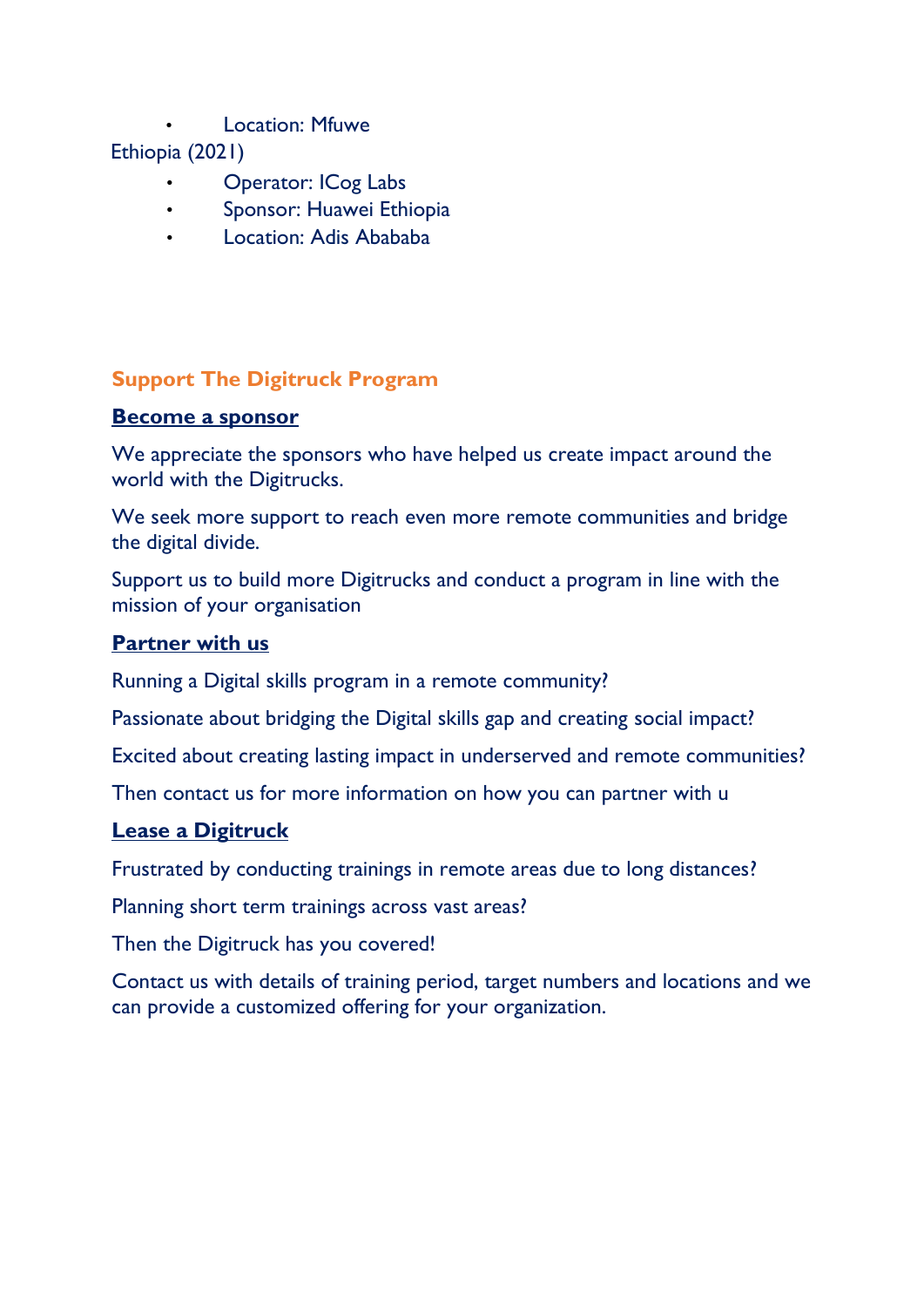- Location: Mfuwe

Ethiopia (2021)

- Operator: ICog Labs
- Sponsor: Huawei Ethiopia
- Location: Adis Abababa

## Support The Digitruck Program

### Become a sponsor

We appreciate the sponsors who have helped us create impact around the world with the Digitrucks.

We seek more support to reach even more remote communities and bridge the digital divide.

Support us to build more Digitrucks and conduct a program in line with the mission of your organisation

### Partner with us

Running a Digital skills program in a remote community?

Passionate about bridging the Digital skills gap and creating social impact?

Excited about creating lasting impact in underserved and remote communities?

Then contact us for more information on how you can partner with u

### Lease a Digitruck

Frustrated by conducting trainings in remote areas due to long distances?

Planning short term trainings across vast areas?

Then the Digitruck has you covered!

Contact us with details of training period, target numbers and locations and we can provide a customized offering for your organization.